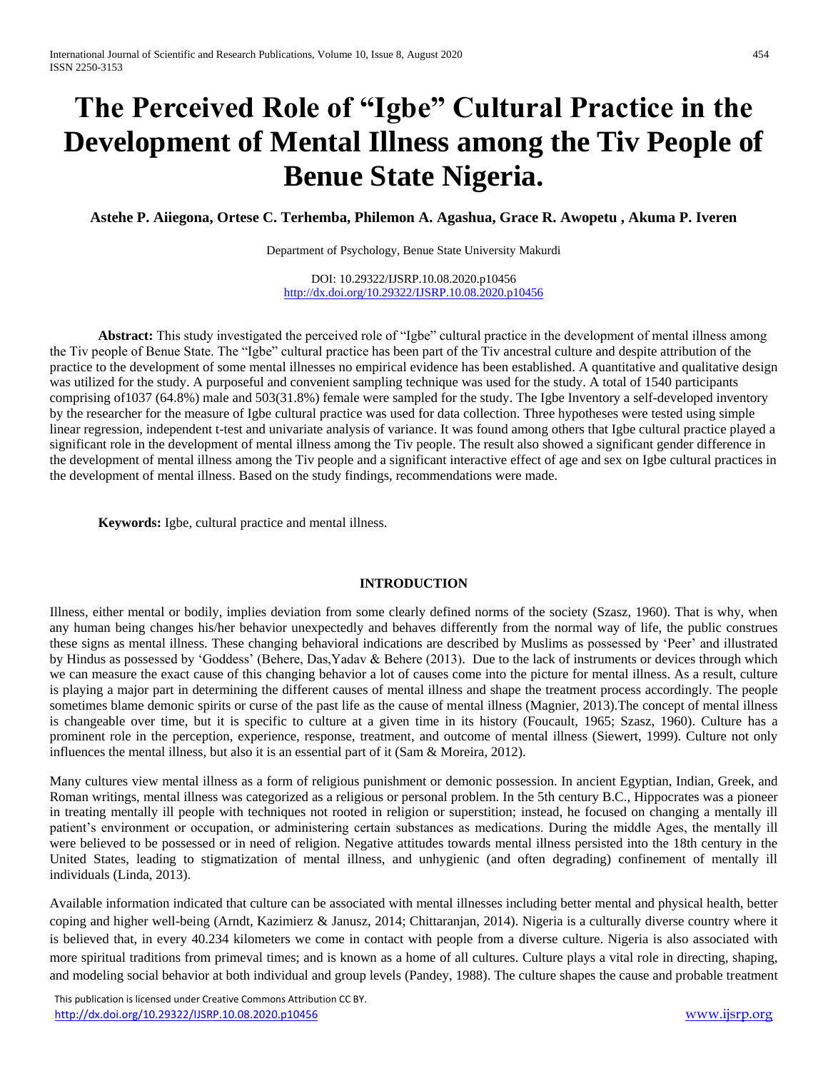# The Perceived Role of "Igbe" Cultural Practice in the Development of Mental Illness among the Tiv People of Benue State Nigeria.

**Astehe P. Aiiegona, Ortese C. Terhemba, Philemon A. Agashua, Grace R. Awopetu , Akuma P. Iveren**

Department of Psychology, Benue State University Makurdi

DOI: 10.29322/IJSRP.10.08.2020.p10456
http://dx.doi.org/10.29322/IJSRP.10.08.2020.p10456

**Abstract:** This study investigated the perceived role of "Igbe" cultural practice in the development of mental illness among the Tiv people of Benue State. The "Igbe" cultural practice has been part of the Tiv ancestral culture and despite attribution of the practice to the development of some mental illnesses no empirical evidence has been established. A quantitative and qualitative design was utilized for the study. A purposeful and convenient sampling technique was used for the study. A total of 1540 participants comprising of1037 (64.8%) male and 503(31.8%) female were sampled for the study. The Igbe Inventory a self-developed inventory by the researcher for the measure of Igbe cultural practice was used for data collection. Three hypotheses were tested using simple linear regression, independent t-test and univariate analysis of variance. It was found among others that Igbe cultural practice played a significant role in the development of mental illness among the Tiv people. The result also showed a significant gender difference in the development of mental illness among the Tiv people and a significant interactive effect of age and sex on Igbe cultural practices in the development of mental illness. Based on the study findings, recommendations were made.

**Keywords:** Igbe, cultural practice and mental illness.

## INTRODUCTION

Illness, either mental or bodily, implies deviation from some clearly defined norms of the society (Szasz, 1960). That is why, when any human being changes his/her behavior unexpectedly and behaves differently from the normal way of life, the public construes these signs as mental illness. These changing behavioral indications are described by Muslims as possessed by 'Peer' and illustrated by Hindus as possessed by 'Goddess' (Behere, Das,Yadav & Behere (2013). Due to the lack of instruments or devices through which we can measure the exact cause of this changing behavior a lot of causes come into the picture for mental illness. As a result, culture is playing a major part in determining the different causes of mental illness and shape the treatment process accordingly. The people sometimes blame demonic spirits or curse of the past life as the cause of mental illness (Magnier, 2013).The concept of mental illness is changeable over time, but it is specific to culture at a given time in its history (Foucault, 1965; Szasz, 1960). Culture has a prominent role in the perception, experience, response, treatment, and outcome of mental illness (Siewert, 1999). Culture not only influences the mental illness, but also it is an essential part of it (Sam & Moreira, 2012).

Many cultures view mental illness as a form of religious punishment or demonic possession. In ancient Egyptian, Indian, Greek, and Roman writings, mental illness was categorized as a religious or personal problem. In the 5th century B.C., Hippocrates was a pioneer in treating mentally ill people with techniques not rooted in religion or superstition; instead, he focused on changing a mentally ill patient's environment or occupation, or administering certain substances as medications. During the middle Ages, the mentally ill were believed to be possessed or in need of religion. Negative attitudes towards mental illness persisted into the 18th century in the United States, leading to stigmatization of mental illness, and unhygienic (and often degrading) confinement of mentally ill individuals (Linda, 2013).

Available information indicated that culture can be associated with mental illnesses including better mental and physical health, better coping and higher well-being (Arndt, Kazimierz & Janusz, 2014; Chittaranjan, 2014). Nigeria is a culturally diverse country where it is believed that, in every 40.234 kilometers we come in contact with people from a diverse culture. Nigeria is also associated with more spiritual traditions from primeval times; and is known as a home of all cultures. Culture plays a vital role in directing, shaping, and modeling social behavior at both individual and group levels (Pandey, 1988). The culture shapes the cause and probable treatment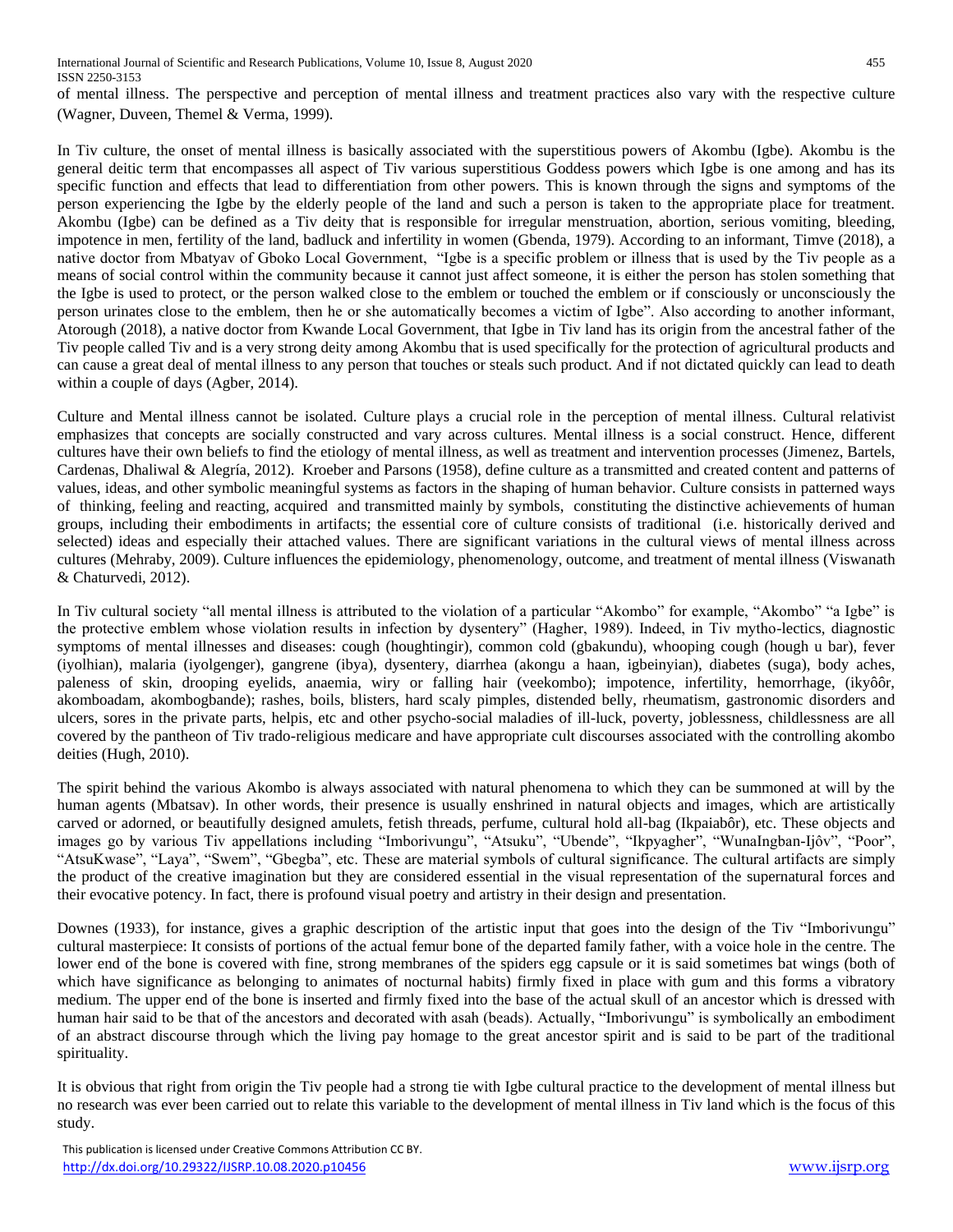of mental illness. The perspective and perception of mental illness and treatment practices also vary with the respective culture (Wagner, Duveen, Themel & Verma, 1999).

In Tiv culture, the onset of mental illness is basically associated with the superstitious powers of Akombu (Igbe). Akombu is the general deitic term that encompasses all aspect of Tiv various superstitious Goddess powers which Igbe is one among and has its specific function and effects that lead to differentiation from other powers. This is known through the signs and symptoms of the person experiencing the Igbe by the elderly people of the land and such a person is taken to the appropriate place for treatment. Akombu (Igbe) can be defined as a Tiv deity that is responsible for irregular menstruation, abortion, serious vomiting, bleeding, impotence in men, fertility of the land, badluck and infertility in women (Gbenda, 1979). According to an informant, Timve (2018), a native doctor from Mbatyav of Gboko Local Government, "Igbe is a specific problem or illness that is used by the Tiv people as a means of social control within the community because it cannot just affect someone, it is either the person has stolen something that the Igbe is used to protect, or the person walked close to the emblem or touched the emblem or if consciously or unconsciously the person urinates close to the emblem, then he or she automatically becomes a victim of Igbe". Also according to another informant, Atorough (2018), a native doctor from Kwande Local Government, that Igbe in Tiv land has its origin from the ancestral father of the Tiv people called Tiv and is a very strong deity among Akombu that is used specifically for the protection of agricultural products and can cause a great deal of mental illness to any person that touches or steals such product. And if not dictated quickly can lead to death within a couple of days (Agber, 2014).

Culture and Mental illness cannot be isolated. Culture plays a crucial role in the perception of mental illness. Cultural relativist emphasizes that concepts are socially constructed and vary across cultures. Mental illness is a social construct. Hence, different cultures have their own beliefs to find the etiology of mental illness, as well as treatment and intervention processes (Jimenez, Bartels, Cardenas, Dhaliwal & Alegría, 2012). Kroeber and Parsons (1958), define culture as a transmitted and created content and patterns of values, ideas, and other symbolic meaningful systems as factors in the shaping of human behavior. Culture consists in patterned ways of thinking, feeling and reacting, acquired and transmitted mainly by symbols, constituting the distinctive achievements of human groups, including their embodiments in artifacts; the essential core of culture consists of traditional (i.e. historically derived and selected) ideas and especially their attached values. There are significant variations in the cultural views of mental illness across cultures (Mehraby, 2009). Culture influences the epidemiology, phenomenology, outcome, and treatment of mental illness (Viswanath & Chaturvedi, 2012).

In Tiv cultural society "all mental illness is attributed to the violation of a particular "Akombo" for example, "Akombo" "a Igbe" is the protective emblem whose violation results in infection by dysentery" (Hagher, 1989). Indeed, in Tiv mytho-lectics, diagnostic symptoms of mental illnesses and diseases: cough (houghtingir), common cold (gbakundu), whooping cough (hough u bar), fever (iyolhian), malaria (iyolgenger), gangrene (ibya), dysentery, diarrhea (akongu a haan, igbeinyian), diabetes (suga), body aches, paleness of skin, drooping eyelids, anaemia, wiry or falling hair (veekombo); impotence, infertility, hemorrhage, (ikyôôr, akomboadam, akombogbande); rashes, boils, blisters, hard scaly pimples, distended belly, rheumatism, gastronomic disorders and ulcers, sores in the private parts, helpis, etc and other psycho-social maladies of ill-luck, poverty, joblessness, childlessness are all covered by the pantheon of Tiv trado-religious medicare and have appropriate cult discourses associated with the controlling akombo deities (Hugh, 2010).

The spirit behind the various Akombo is always associated with natural phenomena to which they can be summoned at will by the human agents (Mbatsav). In other words, their presence is usually enshrined in natural objects and images, which are artistically carved or adorned, or beautifully designed amulets, fetish threads, perfume, cultural hold all-bag (Ikpaiabôr), etc. These objects and images go by various Tiv appellations including "Imborivungu", "Atsuku", "Ubende", "Ikpyagher", "WunaIngban-Ijôv", "Poor", "AtsuKwase", "Laya", "Swem", "Gbegba", etc. These are material symbols of cultural significance. The cultural artifacts are simply the product of the creative imagination but they are considered essential in the visual representation of the supernatural forces and their evocative potency. In fact, there is profound visual poetry and artistry in their design and presentation.

Downes (1933), for instance, gives a graphic description of the artistic input that goes into the design of the Tiv "Imborivungu" cultural masterpiece: It consists of portions of the actual femur bone of the departed family father, with a voice hole in the centre. The lower end of the bone is covered with fine, strong membranes of the spiders egg capsule or it is said sometimes bat wings (both of which have significance as belonging to animates of nocturnal habits) firmly fixed in place with gum and this forms a vibratory medium. The upper end of the bone is inserted and firmly fixed into the base of the actual skull of an ancestor which is dressed with human hair said to be that of the ancestors and decorated with asah (beads). Actually, "Imborivungu" is symbolically an embodiment of an abstract discourse through which the living pay homage to the great ancestor spirit and is said to be part of the traditional spirituality.

It is obvious that right from origin the Tiv people had a strong tie with Igbe cultural practice to the development of mental illness but no research was ever been carried out to relate this variable to the development of mental illness in Tiv land which is the focus of this study.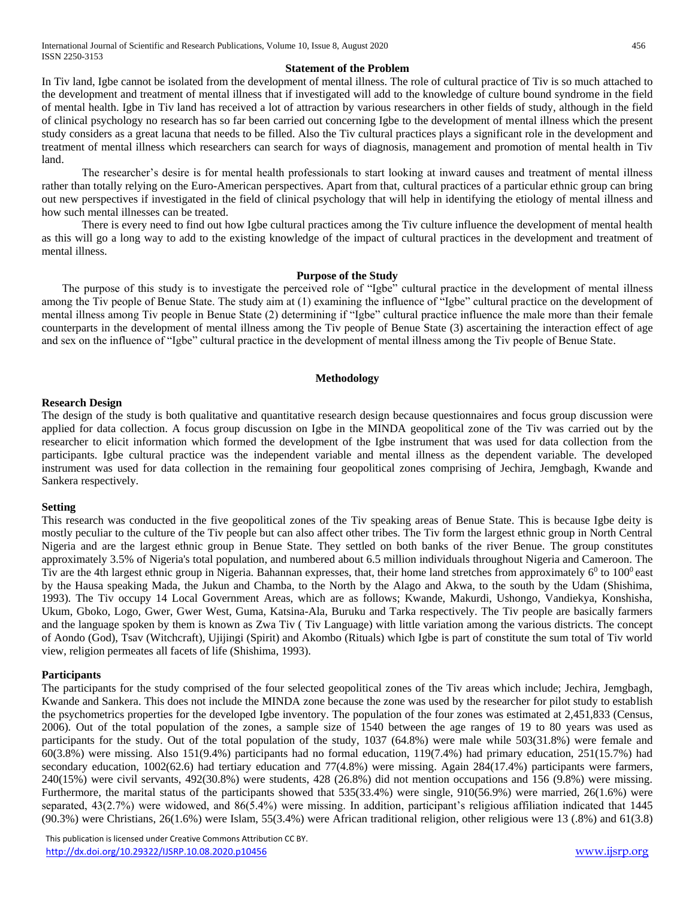## Statement of the Problem

In Tiv land, Igbe cannot be isolated from the development of mental illness. The role of cultural practice of Tiv is so much attached to the development and treatment of mental illness that if investigated will add to the knowledge of culture bound syndrome in the field of mental health. Igbe in Tiv land has received a lot of attraction by various researchers in other fields of study, although in the field of clinical psychology no research has so far been carried out concerning Igbe to the development of mental illness which the present study considers as a great lacuna that needs to be filled. Also the Tiv cultural practices plays a significant role in the development and treatment of mental illness which researchers can search for ways of diagnosis, management and promotion of mental health in Tiv land.

The researcher's desire is for mental health professionals to start looking at inward causes and treatment of mental illness rather than totally relying on the Euro-American perspectives. Apart from that, cultural practices of a particular ethnic group can bring out new perspectives if investigated in the field of clinical psychology that will help in identifying the etiology of mental illness and how such mental illnesses can be treated.

There is every need to find out how Igbe cultural practices among the Tiv culture influence the development of mental health as this will go a long way to add to the existing knowledge of the impact of cultural practices in the development and treatment of mental illness.

## Purpose of the Study

The purpose of this study is to investigate the perceived role of "Igbe" cultural practice in the development of mental illness among the Tiv people of Benue State. The study aim at (1) examining the influence of "Igbe" cultural practice on the development of mental illness among Tiv people in Benue State (2) determining if "Igbe" cultural practice influence the male more than their female counterparts in the development of mental illness among the Tiv people of Benue State (3) ascertaining the interaction effect of age and sex on the influence of "Igbe" cultural practice in the development of mental illness among the Tiv people of Benue State.

## Methodology

### Research Design

The design of the study is both qualitative and quantitative research design because questionnaires and focus group discussion were applied for data collection. A focus group discussion on Igbe in the MINDA geopolitical zone of the Tiv was carried out by the researcher to elicit information which formed the development of the Igbe instrument that was used for data collection from the participants. Igbe cultural practice was the independent variable and mental illness as the dependent variable. The developed instrument was used for data collection in the remaining four geopolitical zones comprising of Jechira, Jemgbagh, Kwande and Sankera respectively.

### Setting

This research was conducted in the five geopolitical zones of the Tiv speaking areas of Benue State. This is because Igbe deity is mostly peculiar to the culture of the Tiv people but can also affect other tribes. The Tiv form the largest ethnic group in North Central Nigeria and are the largest ethnic group in Benue State. They settled on both banks of the river Benue. The group constitutes approximately 3.5% of Nigeria's total population, and numbered about 6.5 million individuals throughout Nigeria and Cameroon. The Tiv are the 4th largest ethnic group in Nigeria. Bahannan expresses, that, their home land stretches from approximately $6^0$ to $100^0$ east by the Hausa speaking Mada, the Jukun and Chamba, to the North by the Alago and Akwa, to the south by the Udam (Shishima, 1993). The Tiv occupy 14 Local Government Areas, which are as follows; Kwande, Makurdi, Ushongo, Vandiekya, Konshisha, Ukum, Gboko, Logo, Gwer, Gwer West, Guma, Katsina-Ala, Buruku and Tarka respectively. The Tiv people are basically farmers and the language spoken by them is known as Zwa Tiv ( Tiv Language) with little variation among the various districts. The concept of Aondo (God), Tsav (Witchcraft), Ujijingi (Spirit) and Akombo (Rituals) which Igbe is part of constitute the sum total of Tiv world view, religion permeates all facets of life (Shishima, 1993).

### Participants

The participants for the study comprised of the four selected geopolitical zones of the Tiv areas which include; Jechira, Jemgbagh, Kwande and Sankera. This does not include the MINDA zone because the zone was used by the researcher for pilot study to establish the psychometrics properties for the developed Igbe inventory. The population of the four zones was estimated at 2,451,833 (Census, 2006). Out of the total population of the zones, a sample size of 1540 between the age ranges of 19 to 80 years was used as participants for the study. Out of the total population of the study, 1037 (64.8%) were male while 503(31.8%) were female and 60(3.8%) were missing. Also 151(9.4%) participants had no formal education, 119(7.4%) had primary education, 251(15.7%) had secondary education, 1002(62.6) had tertiary education and 77(4.8%) were missing. Again 284(17.4%) participants were farmers, 240(15%) were civil servants, 492(30.8%) were students, 428 (26.8%) did not mention occupations and 156 (9.8%) were missing. Furthermore, the marital status of the participants showed that 535(33.4%) were single, 910(56.9%) were married, 26(1.6%) were separated, 43(2.7%) were widowed, and 86(5.4%) were missing. In addition, participant's religious affiliation indicated that 1445 (90.3%) were Christians, 26(1.6%) were Islam, 55(3.4%) were African traditional religion, other religious were 13 (.8%) and 61(3.8)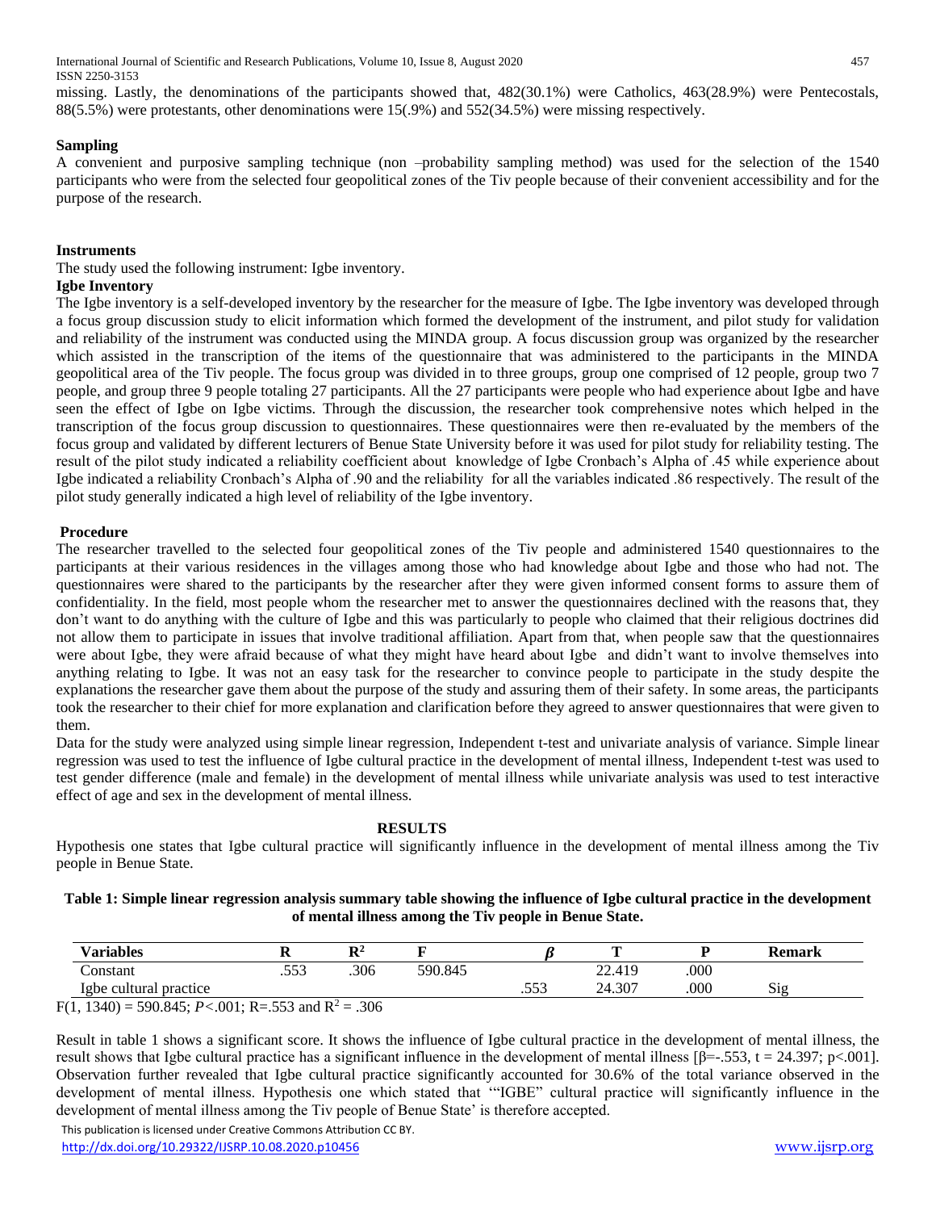missing. Lastly, the denominations of the participants showed that, 482(30.1%) were Catholics, 463(28.9%) were Pentecostals, 88(5.5%) were protestants, other denominations were 15(.9%) and 552(34.5%) were missing respectively.

**Sampling**

A convenient and purposive sampling technique (non –probability sampling method) was used for the selection of the 1540 participants who were from the selected four geopolitical zones of the Tiv people because of their convenient accessibility and for the purpose of the research.

**Instruments**

The study used the following instrument: Igbe inventory.

**Igbe Inventory**

The Igbe inventory is a self-developed inventory by the researcher for the measure of Igbe. The Igbe inventory was developed through a focus group discussion study to elicit information which formed the development of the instrument, and pilot study for validation and reliability of the instrument was conducted using the MINDA group. A focus discussion group was organized by the researcher which assisted in the transcription of the items of the questionnaire that was administered to the participants in the MINDA geopolitical area of the Tiv people. The focus group was divided in to three groups, group one comprised of 12 people, group two 7 people, and group three 9 people totaling 27 participants. All the 27 participants were people who had experience about Igbe and have seen the effect of Igbe on Igbe victims. Through the discussion, the researcher took comprehensive notes which helped in the transcription of the focus group discussion to questionnaires. These questionnaires were then re-evaluated by the members of the focus group and validated by different lecturers of Benue State University before it was used for pilot study for reliability testing. The result of the pilot study indicated a reliability coefficient about knowledge of Igbe Cronbach's Alpha of .45 while experience about Igbe indicated a reliability Cronbach's Alpha of .90 and the reliability for all the variables indicated .86 respectively. The result of the pilot study generally indicated a high level of reliability of the Igbe inventory.

**Procedure**

The researcher travelled to the selected four geopolitical zones of the Tiv people and administered 1540 questionnaires to the participants at their various residences in the villages among those who had knowledge about Igbe and those who had not. The questionnaires were shared to the participants by the researcher after they were given informed consent forms to assure them of confidentiality. In the field, most people whom the researcher met to answer the questionnaires declined with the reasons that, they don't want to do anything with the culture of Igbe and this was particularly to people who claimed that their religious doctrines did not allow them to participate in issues that involve traditional affiliation. Apart from that, when people saw that the questionnaires were about Igbe, they were afraid because of what they might have heard about Igbe and didn't want to involve themselves into anything relating to Igbe. It was not an easy task for the researcher to convince people to participate in the study despite the explanations the researcher gave them about the purpose of the study and assuring them of their safety. In some areas, the participants took the researcher to their chief for more explanation and clarification before they agreed to answer questionnaires that were given to them.

Data for the study were analyzed using simple linear regression, Independent t-test and univariate analysis of variance. Simple linear regression was used to test the influence of Igbe cultural practice in the development of mental illness, Independent t-test was used to test gender difference (male and female) in the development of mental illness while univariate analysis was used to test interactive effect of age and sex in the development of mental illness.

## RESULTS

Hypothesis one states that Igbe cultural practice will significantly influence in the development of mental illness among the Tiv people in Benue State.

**Table 1: Simple linear regression analysis summary table showing the influence of Igbe cultural practice in the development of mental illness among the Tiv people in Benue State.**

| Variables | R | $R^2$ | F | $\beta$ | T | P | Remark |
|---|---|---|---|---|---|---|---|
| Constant | .553 | .306 | 590.845 | | 22.419 | .000 | |
| Igbe cultural practice | | | | .553 | 24.307 | .000 | Sig |

$F(1, 1340) = 590.845$; $P<.001$; R=.553 and $R^2 = .306$

Result in table 1 shows a significant score. It shows the influence of Igbe cultural practice in the development of mental illness, the result shows that Igbe cultural practice has a significant influence in the development of mental illness [$\beta$=-.553, t = 24.397; p<.001]. Observation further revealed that Igbe cultural practice significantly accounted for 30.6% of the total variance observed in the development of mental illness. Hypothesis one which stated that '"IGBE" cultural practice will significantly influence in the development of mental illness among the Tiv people of Benue State' is therefore accepted.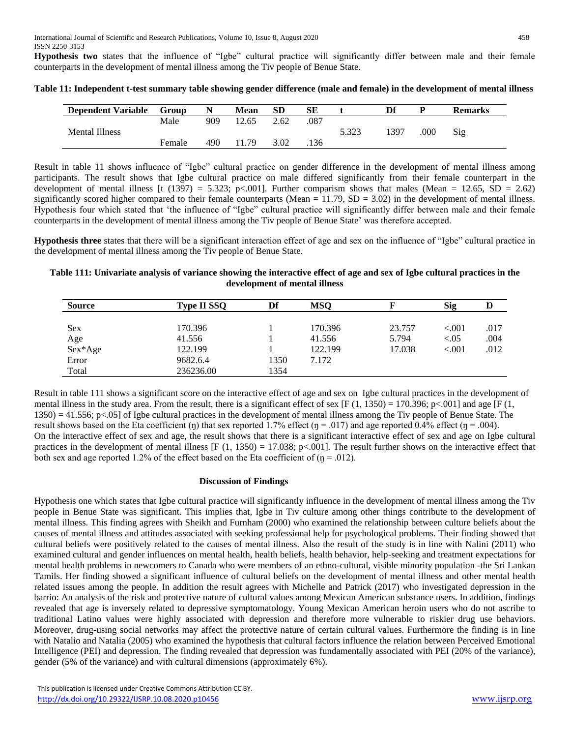**Hypothesis two** states that the influence of "Igbe" cultural practice will significantly differ between male and their female counterparts in the development of mental illness among the Tiv people of Benue State.

**Table 11: Independent t-test summary table showing gender difference (male and female) in the development of mental illness**

| Dependent Variable | Group | N | Mean | SD | SE | t | Df | P | Remarks |
|---|---|---|---|---|---|---|---|---|---|
| Mental Illness | Male | 909 | 12.65 | 2.62 | .087 | 5.323 | 1397 | .000 | Sig |
| | Female | 490 | 11.79 | 3.02 | .136 | | | | |

Result in table 11 shows influence of "Igbe" cultural practice on gender difference in the development of mental illness among participants. The result shows that Igbe cultural practice on male differed significantly from their female counterpart in the development of mental illness [t (1397) = 5.323; p<.001]. Further comparism shows that males (Mean = 12.65, SD = 2.62) significantly scored higher compared to their female counterparts (Mean = 11.79, SD = 3.02) in the development of mental illness. Hypothesis four which stated that 'the influence of "Igbe" cultural practice will significantly differ between male and their female counterparts in the development of mental illness among the Tiv people of Benue State' was therefore accepted.

**Hypothesis three** states that there will be a significant interaction effect of age and sex on the influence of "Igbe" cultural practice in the development of mental illness among the Tiv people of Benue State.

**Table 111: Univariate analysis of variance showing the interactive effect of age and sex of Igbe cultural practices in the development of mental illness**

| Source | Type II SSQ | Df | MSQ | F | Sig | ŋ |
|---|---|---|---|---|---|---|
| Sex | 170.396 | 1 | 170.396 | 23.757 | <.001 | .017 |
| Age | 41.556 | 1 | 41.556 | 5.794 | <.05 | .004 |
| Sex*Age | 122.199 | 1 | 122.199 | 17.038 | <.001 | .012 |
| Error | 9682.6.4 | 1350 | 7.172 | | | |
| Total | 236236.00 | 1354 | | | | |

Result in table 111 shows a significant score on the interactive effect of age and sex on Igbe cultural practices in the development of mental illness in the study area. From the result, there is a significant effect of sex [F (1, 1350) = 170.396; p<.001] and age [F (1, 1350) = 41.556; p<.05] of Igbe cultural practices in the development of mental illness among the Tiv people of Benue State. The result shows based on the Eta coefficient (ŋ) that sex reported 1.7% effect (ŋ = .017) and age reported 0.4% effect (ŋ = .004). On the interactive effect of sex and age, the result shows that there is a significant interactive effect of sex and age on Igbe cultural practices in the development of mental illness [F (1, 1350) = 17.038; p<.001]. The result further shows on the interactive effect that both sex and age reported 1.2% of the effect based on the Eta coefficient of (ŋ = .012).

### Discussion of Findings

Hypothesis one which states that Igbe cultural practice will significantly influence in the development of mental illness among the Tiv people in Benue State was significant. This implies that, Igbe in Tiv culture among other things contribute to the development of mental illness. This finding agrees with Sheikh and Furnham (2000) who examined the relationship between culture beliefs about the causes of mental illness and attitudes associated with seeking professional help for psychological problems. Their finding showed that cultural beliefs were positively related to the causes of mental illness. Also the result of the study is in line with Nalini (2011) who examined cultural and gender influences on mental health, health beliefs, health behavior, help-seeking and treatment expectations for mental health problems in newcomers to Canada who were members of an ethno-cultural, visible minority population -the Sri Lankan Tamils. Her finding showed a significant influence of cultural beliefs on the development of mental illness and other mental health related issues among the people. In addition the result agrees with Michelle and Patrick (2017) who investigated depression in the barrio: An analysis of the risk and protective nature of cultural values among Mexican American substance users. In addition, findings revealed that age is inversely related to depressive symptomatology. Young Mexican American heroin users who do not ascribe to traditional Latino values were highly associated with depression and therefore more vulnerable to riskier drug use behaviors. Moreover, drug-using social networks may affect the protective nature of certain cultural values. Furthermore the finding is in line with Natalio and Natalia (2005) who examined the hypothesis that cultural factors influence the relation between Perceived Emotional Intelligence (PEI) and depression. The finding revealed that depression was fundamentally associated with PEI (20% of the variance), gender (5% of the variance) and with cultural dimensions (approximately 6%).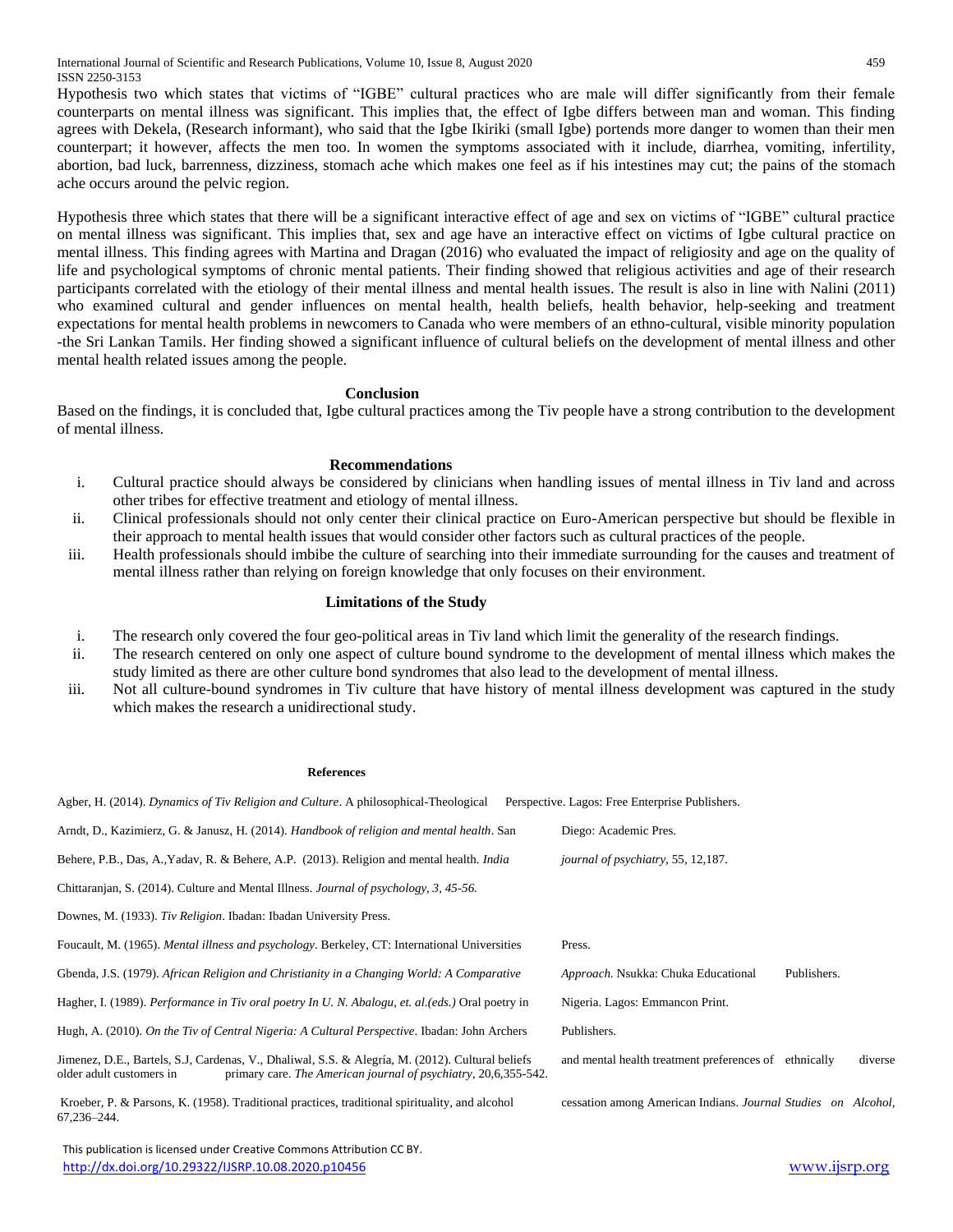Hypothesis two which states that victims of "IGBE" cultural practices who are male will differ significantly from their female counterparts on mental illness was significant. This implies that, the effect of Igbe differs between man and woman. This finding agrees with Dekela, (Research informant), who said that the Igbe Ikiriki (small Igbe) portends more danger to women than their men counterpart; it however, affects the men too. In women the symptoms associated with it include, diarrhea, vomiting, infertility, abortion, bad luck, barrenness, dizziness, stomach ache which makes one feel as if his intestines may cut; the pains of the stomach ache occurs around the pelvic region.

Hypothesis three which states that there will be a significant interactive effect of age and sex on victims of "IGBE" cultural practice on mental illness was significant. This implies that, sex and age have an interactive effect on victims of Igbe cultural practice on mental illness. This finding agrees with Martina and Dragan (2016) who evaluated the impact of religiosity and age on the quality of life and psychological symptoms of chronic mental patients. Their finding showed that religious activities and age of their research participants correlated with the etiology of their mental illness and mental health issues. The result is also in line with Nalini (2011) who examined cultural and gender influences on mental health, health beliefs, health behavior, help-seeking and treatment expectations for mental health problems in newcomers to Canada who were members of an ethno-cultural, visible minority population -the Sri Lankan Tamils. Her finding showed a significant influence of cultural beliefs on the development of mental illness and other mental health related issues among the people.

## Conclusion

Based on the findings, it is concluded that, Igbe cultural practices among the Tiv people have a strong contribution to the development of mental illness.

## Recommendations

i. Cultural practice should always be considered by clinicians when handling issues of mental illness in Tiv land and across other tribes for effective treatment and etiology of mental illness.
ii. Clinical professionals should not only center their clinical practice on Euro-American perspective but should be flexible in their approach to mental health issues that would consider other factors such as cultural practices of the people.
iii. Health professionals should imbibe the culture of searching into their immediate surrounding for the causes and treatment of mental illness rather than relying on foreign knowledge that only focuses on their environment.

## Limitations of the Study

i. The research only covered the four geo-political areas in Tiv land which limit the generality of the research findings.
ii. The research centered on only one aspect of culture bound syndrome to the development of mental illness which makes the study limited as there are other culture bond syndromes that also lead to the development of mental illness.
iii. Not all culture-bound syndromes in Tiv culture that have history of mental illness development was captured in the study which makes the research a unidirectional study.

## References

Agber, H. (2014). *Dynamics of Tiv Religion and Culture*. A philosophical-Theological Perspective. Lagos: Free Enterprise Publishers.

Arndt, D., Kazimierz, G. & Janusz, H. (2014). *Handbook of religion and mental health*. San Diego: Academic Pres.

Behere, P.B., Das, A.,Yadav, R. & Behere, A.P. (2013). Religion and mental health. *India journal of psychiatry*, 55, 12,187.

Chittaranjan, S. (2014). Culture and Mental Illness. *Journal of psychology, 3, 45-56.*

Downes, M. (1933). *Tiv Religion*. Ibadan: Ibadan University Press.

Foucault, M. (1965). *Mental illness and psychology*. Berkeley, CT: International Universities Press.

Gbenda, J.S. (1979). *African Religion and Christianity in a Changing World: A Comparative Approach.* Nsukka: Chuka Educational Publishers.

Hagher, I. (1989). *Performance in Tiv oral poetry In U. N. Abalogu, et. al.(eds.)* Oral poetry in Nigeria. Lagos: Emmancon Print.

Hugh, A. (2010). *On the Tiv of Central Nigeria: A Cultural Perspective*. Ibadan: John Archers Publishers.

Jimenez, D.E., Bartels, S.J, Cardenas, V., Dhaliwal, S.S. & Alegría, M. (2012). Cultural beliefs and mental health treatment preferences of ethnically diverse older adult customers in primary care. *The American journal of psychiatry*, 20,6,355-542.

Kroeber, P. & Parsons, K. (1958). Traditional practices, traditional spirituality, and alcohol cessation among American Indians. *Journal Studies on Alcohol*, 67,236–244.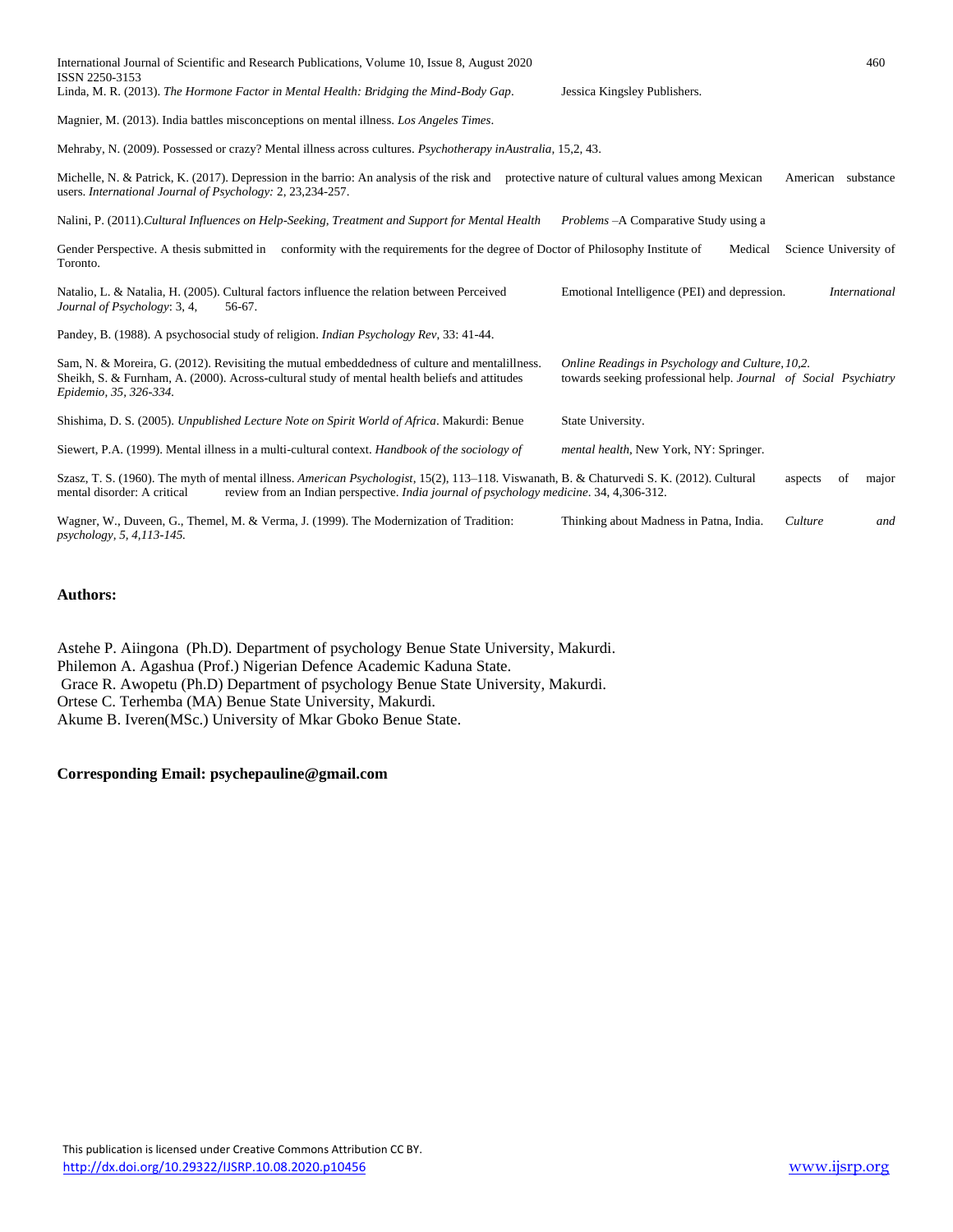Linda, M. R. (2013). *The Hormone Factor in Mental Health: Bridging the Mind-Body Gap*. Jessica Kingsley Publishers.

Magnier, M. (2013). India battles misconceptions on mental illness. *Los Angeles Times*.

Mehraby, N. (2009). Possessed or crazy? Mental illness across cultures. *Psychotherapy inAustralia*, 15,2, 43.

Michelle, N. & Patrick, K. (2017). Depression in the barrio: An analysis of the risk and protective nature of cultural values among Mexican American substance users. *International Journal of Psychology:* 2, 23,234-257.

Nalini, P. (2011).*Cultural Influences on Help-Seeking, Treatment and Support for Mental Health Problems* –A Comparative Study using a Gender Perspective. A thesis submitted in conformity with the requirements for the degree of Doctor of Philosophy Institute of Medical Science University of Toronto.

Natalio, L. & Natalia, H. (2005). Cultural factors influence the relation between Perceived Emotional Intelligence (PEI) and depression. *International Journal of Psychology*: 3, 4, 56-67.

Pandey, B. (1988). A psychosocial study of religion. *Indian Psychology Rev*, 33: 41-44.

Sam, N. & Moreira, G. (2012). Revisiting the mutual embeddedness of culture and mentalillness. *Online Readings in Psychology and Culture,10,2.*

Sheikh, S. & Furnham, A. (2000). Across-cultural study of mental health beliefs and attitudes towards seeking professional help. *Journal of Social Psychiatry Epidemio, 35, 326-334.*

Shishima, D. S. (2005). *Unpublished Lecture Note on Spirit World of Africa*. Makurdi: Benue State University.

Siewert, P.A. (1999). Mental illness in a multi-cultural context. *Handbook of the sociology of mental health*, New York, NY: Springer.

Szasz, T. S. (1960). The myth of mental illness. *American Psychologist*, 15(2), 113–118. Viswanath, B. & Chaturvedi S. K. (2012). Cultural aspects of major mental disorder: A critical review from an Indian perspective. *India journal of psychology medicine*. 34, 4,306-312.

Wagner, W., Duveen, G., Themel, M. & Verma, J. (1999). The Modernization of Tradition: Thinking about Madness in Patna, India. *Culture and psychology, 5, 4,113-145.*

**Authors:**

Astehe P. Aiingona (Ph.D). Department of psychology Benue State University, Makurdi.
Philemon A. Agashua (Prof.) Nigerian Defence Academic Kaduna State.
Grace R. Awopetu (Ph.D) Department of psychology Benue State University, Makurdi.
Ortese C. Terhemba (MA) Benue State University, Makurdi.
Akume B. Iveren(MSc.) University of Mkar Gboko Benue State.

**Corresponding Email: psychepauline@gmail.com**